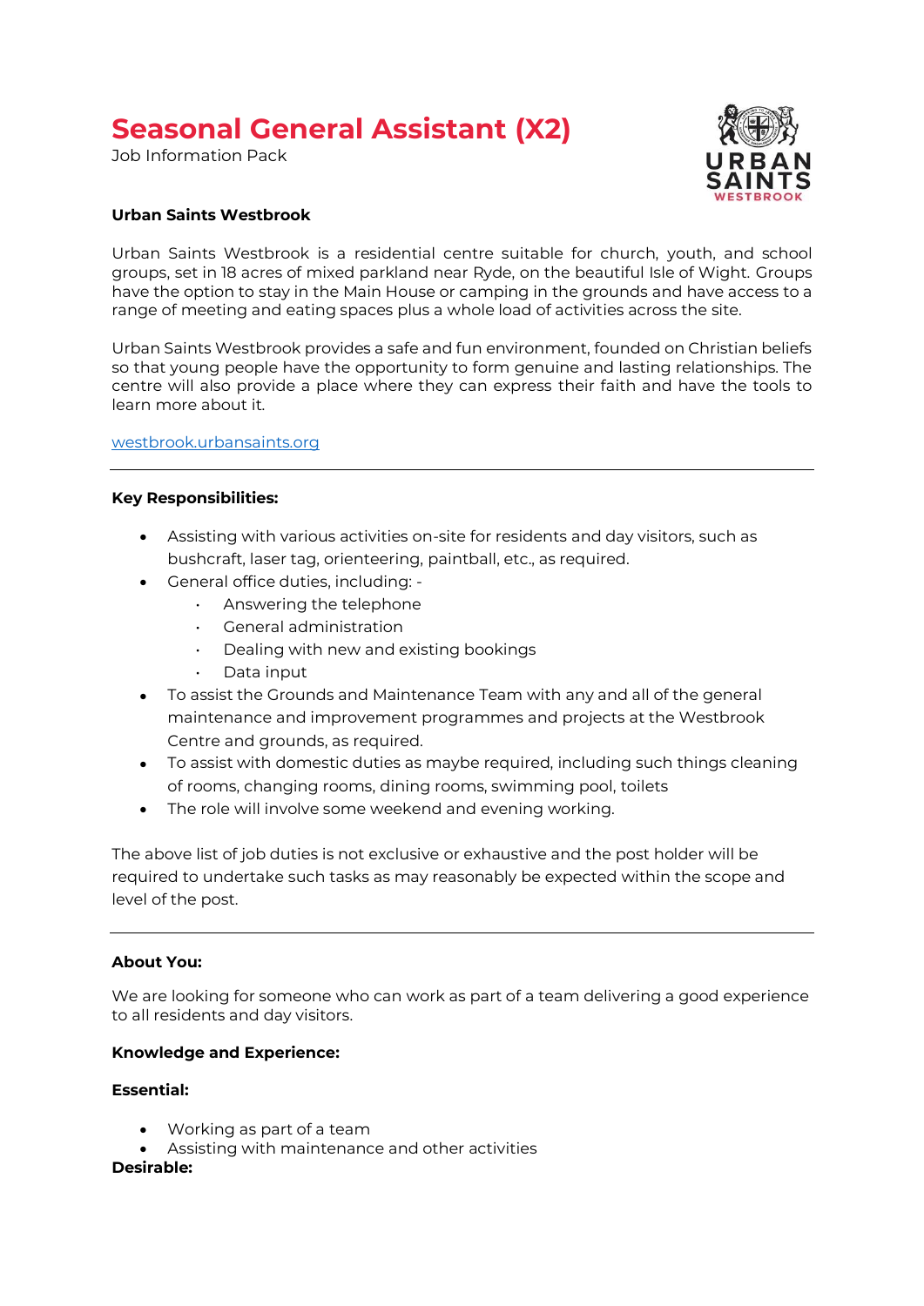# Seasonal General Assistant (X2)

Job Information Pack

**Urban Saints Westbrook**

Urban Saints Westbrook is a residential centre suitable for church, youth, and school groups, set in 18 acres of mixed parkland near Ryde, on the beautiful Isle of Wight. Groups have the option to stay in the Main House or camping in the grounds and have access to a range of meeting and eating spaces plus a whole load of activities across the site.

Urban Saints Westbrook provides a safe and fun environment, founded on Christian beliefs so that young people have the opportunity to form genuine and lasting relationships. The centre will also provide a place where they can express their faith and have the tools to learn more about it.

[westbrook.urbansaints.org](westbrook.urbansaints.org)

---

**Key Responsibilities:**

- Assisting with various activities on-site for residents and day visitors, such as bushcraft, laser tag, orienteering, paintball, etc., as required.
- General office duties, including: -
  - Answering the telephone
  - General administration
  - Dealing with new and existing bookings
  - Data input
- To assist the Grounds and Maintenance Team with any and all of the general maintenance and improvement programmes and projects at the Westbrook Centre and grounds, as required.
- To assist with domestic duties as maybe required, including such things cleaning of rooms, changing rooms, dining rooms, swimming pool, toilets
- The role will involve some weekend and evening working.

The above list of job duties is not exclusive or exhaustive and the post holder will be required to undertake such tasks as may reasonably be expected within the scope and level of the post.

---

**About You:**

We are looking for someone who can work as part of a team delivering a good experience to all residents and day visitors.

**Knowledge and Experience:**

**Essential:**

- Working as part of a team
- Assisting with maintenance and other activities

**Desirable:**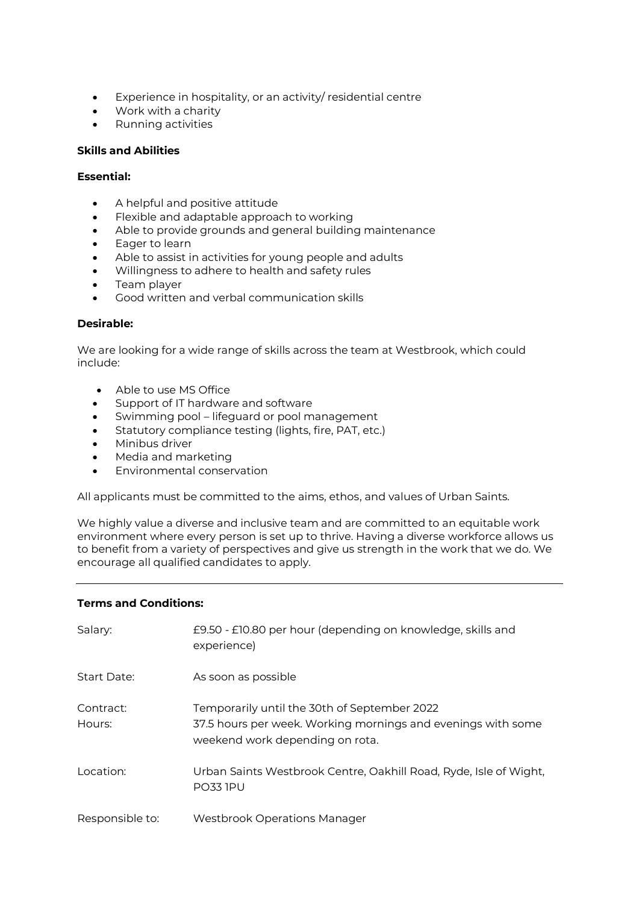- Experience in hospitality, or an activity/ residential centre
- Work with a charity
- Running activities

**Skills and Abilities**

**Essential:**

- A helpful and positive attitude
- Flexible and adaptable approach to working
- Able to provide grounds and general building maintenance
- Eager to learn
- Able to assist in activities for young people and adults
- Willingness to adhere to health and safety rules
- Team player
- Good written and verbal communication skills

**Desirable:**

We are looking for a wide range of skills across the team at Westbrook, which could include:

- Able to use MS Office
- Support of IT hardware and software
- Swimming pool – lifeguard or pool management
- Statutory compliance testing (lights, fire, PAT, etc.)
- Minibus driver
- Media and marketing
- Environmental conservation

All applicants must be committed to the aims, ethos, and values of Urban Saints.

We highly value a diverse and inclusive team and are committed to an equitable work environment where every person is set up to thrive. Having a diverse workforce allows us to benefit from a variety of perspectives and give us strength in the work that we do. We encourage all qualified candidates to apply.

---

**Terms and Conditions:**

| | |
|---|---|
| Salary: | £9.50 - £10.80 per hour (depending on knowledge, skills and experience) |
| Start Date: | As soon as possible |
| Contract: | Temporarily until the 30th of September 2022 |
| Hours: | 37.5 hours per week. Working mornings and evenings with some weekend work depending on rota. |
| Location: | Urban Saints Westbrook Centre, Oakhill Road, Ryde, Isle of Wight, PO33 1PU |
| Responsible to: | Westbrook Operations Manager |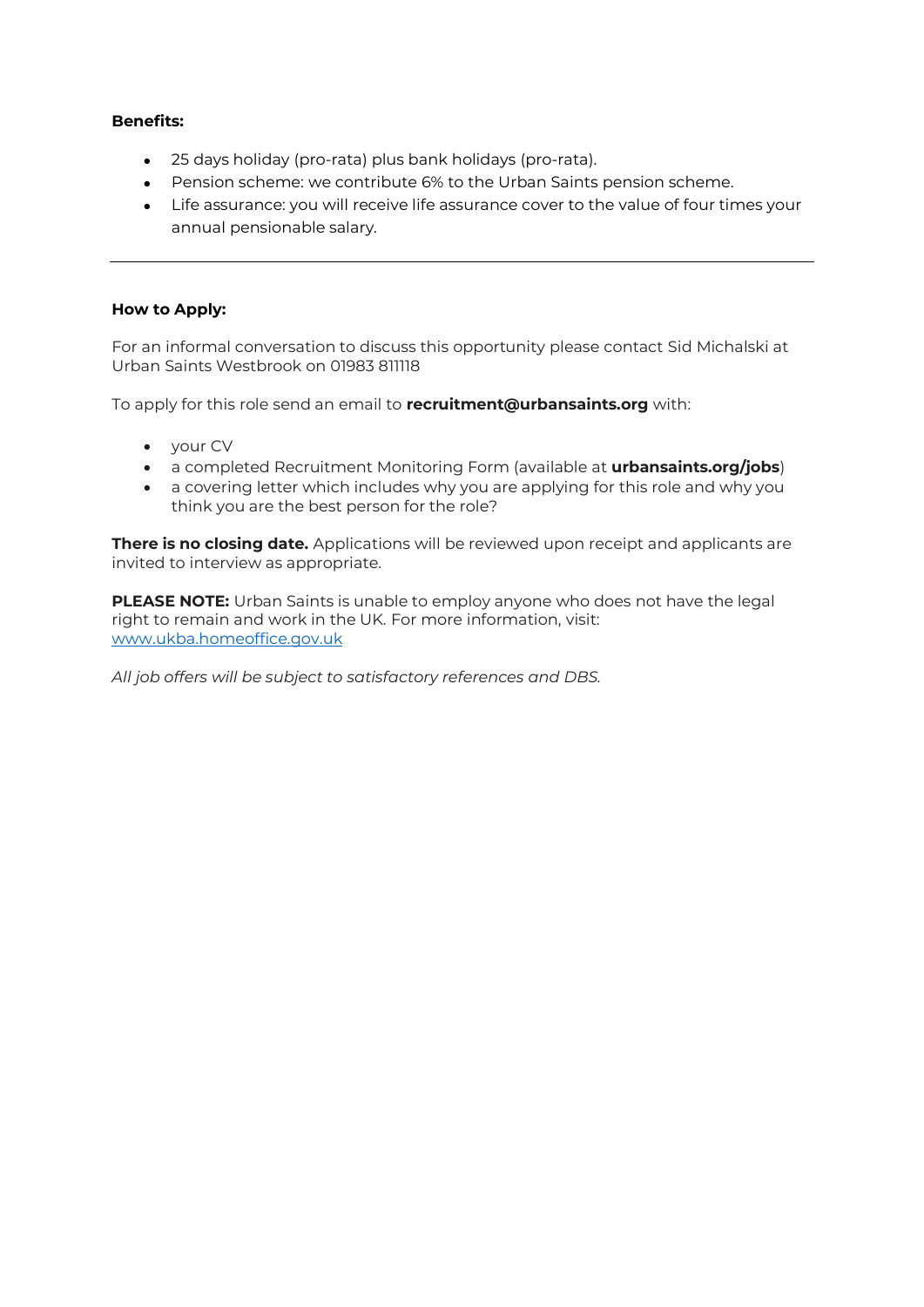**Benefits:**

- 25 days holiday (pro-rata) plus bank holidays (pro-rata).
- Pension scheme: we contribute 6% to the Urban Saints pension scheme.
- Life assurance: you will receive life assurance cover to the value of four times your annual pensionable salary.

---

**How to Apply:**

For an informal conversation to discuss this opportunity please contact Sid Michalski at Urban Saints Westbrook on 01983 811118

To apply for this role send an email to **recruitment@urbansaints.org** with:

- your CV
- a completed Recruitment Monitoring Form (available at **urbansaints.org/jobs**)
- a covering letter which includes why you are applying for this role and why you think you are the best person for the role?

**There is no closing date.** Applications will be reviewed upon receipt and applicants are invited to interview as appropriate.

**PLEASE NOTE:** Urban Saints is unable to employ anyone who does not have the legal right to remain and work in the UK. For more information, visit: [www.ukba.homeoffice.gov.uk](www.ukba.homeoffice.gov.uk)

*All job offers will be subject to satisfactory references and DBS.*